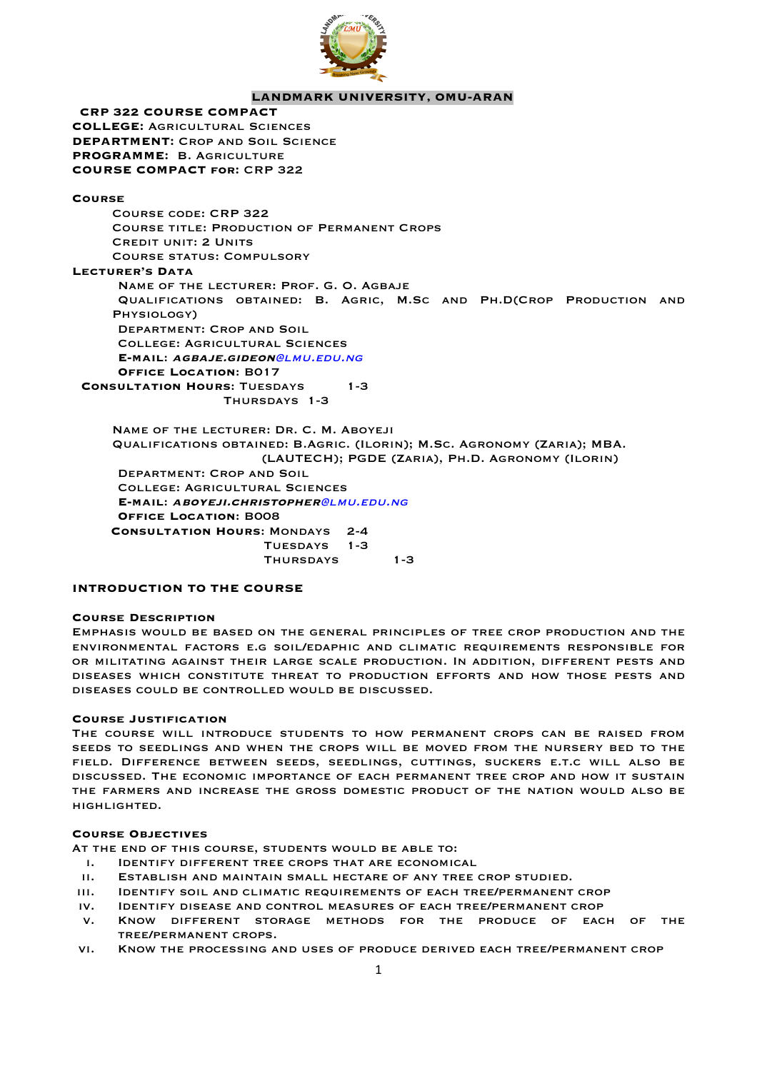# LANDMARK UNIVERSITY, OMU-ARAN

**CRP 322 COURSE COMPACT**

**COLLEGE:** Agricultural Sciences
**DEPARTMENT:** Crop and Soil Science
**PROGRAMME:** B. Agriculture
**COURSE COMPACT for:** CRP 322

## Course

Course code: CRP 322
Course title: Production of Permanent Crops
Credit unit: 2 Units
Course status: Compulsory

## Lecturer's Data

Name of the lecturer: Prof. G. O. Agbaje
Qualifications obtained: B. Agric, M.Sc and Ph.D(Crop Production and Physiology)
Department: Crop and Soil
College: Agricultural Sciences
**E-mail:** ***agbaje.gideon@lmu.edu.ng***
**Office Location:** B017
**Consultation Hours:** Tuesdays 1-3
Thursdays 1-3

Name of the lecturer: Dr. C. M. Aboyeji
Qualifications obtained: B.Agric. (Ilorin); M.Sc. Agronomy (Zaria); MBA. (LAUTECH); PGDE (Zaria), Ph.D. Agronomy (Ilorin)
Department: Crop and Soil
College: Agricultural Sciences
**E-mail:** ***aboyeji.christopher@lmu.edu.ng***
**Office Location:** B008
**Consultation Hours:** Mondays 2-4
Tuesdays 1-3
Thursdays 1-3

## INTRODUCTION TO THE COURSE

### Course Description

Emphasis would be based on the general principles of tree crop production and the environmental factors e.g soil/edaphic and climatic requirements responsible for or militating against their large scale production. In addition, different pests and diseases which constitute threat to production efforts and how those pests and diseases could be controlled would be discussed.

### Course Justification

The course will introduce students to how permanent crops can be raised from seeds to seedlings and when the crops will be moved from the nursery bed to the field. Difference between seeds, seedlings, cuttings, suckers e.t.c will also be discussed. The economic importance of each permanent tree crop and how it sustain the farmers and increase the gross domestic product of the nation would also be highlighted.

### Course Objectives

At the end of this course, students would be able to:

i. Identify different tree crops that are economical
ii. Establish and maintain small hectare of any tree crop studied.
iii. Identify soil and climatic requirements of each tree/permanent crop
iv. Identify disease and control measures of each tree/permanent crop
v. Know different storage methods for the produce of each of the tree/permanent crops.
vi. Know the processing and uses of produce derived each tree/permanent crop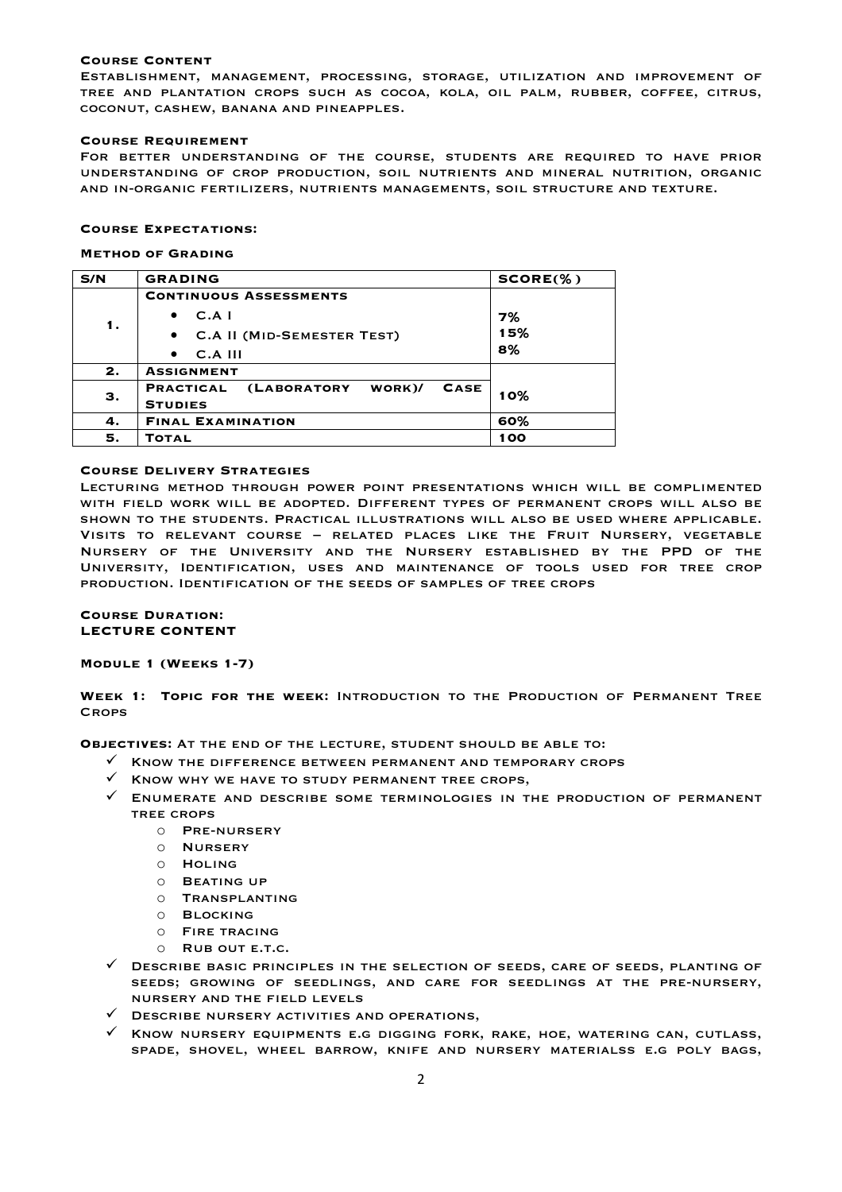**Course Content**

Establishment, management, processing, storage, utilization and improvement of tree and plantation crops such as cocoa, kola, oil palm, rubber, coffee, citrus, coconut, cashew, banana and pineapples.

**Course Requirement**

For better understanding of the course, students are required to have prior understanding of crop production, soil nutrients and mineral nutrition, organic and in-organic fertilizers, nutrients managements, soil structure and texture.

**Course Expectations:**

**Method of Grading**

| S/N | GRADING | SCORE(%) |
|---|---|---|
| 1. | **Continuous Assessments**<br>• C.A I<br>• C.A II (Mid-Semester Test)<br>• C.A III | <br>7%<br>15%<br>8% |
| 2. | Assignment | 10% |
| 3. | Practical (Laboratory work)/ Case Studies | |
| 4. | Final Examination | 60% |
| 5. | Total | 100 |

**Course Delivery Strategies**

Lecturing method through power point presentations which will be complimented with field work will be adopted. Different types of permanent crops will also be shown to the students. Practical illustrations will also be used where applicable. Visits to relevant course – related places like the Fruit Nursery, vegetable Nursery of the University and the Nursery established by the PPD of the University, Identification, uses and maintenance of tools used for tree crop production. Identification of the seeds of samples of tree crops

**Course Duration:**

**LECTURE CONTENT**

**Module 1 (Weeks 1-7)**

**Week 1: Topic for the week:** Introduction to the Production of Permanent Tree Crops

**Objectives:** At the end of the lecture, student should be able to:

- ✓ Know the difference between permanent and temporary crops
- ✓ Know why we have to study permanent tree crops,
- ✓ Enumerate and describe some terminologies in the production of permanent tree crops
  - Pre-nursery
  - Nursery
  - Holing
  - Beating up
  - Transplanting
  - Blocking
  - Fire tracing
  - Rub out e.t.c.
- ✓ Describe basic principles in the selection of seeds, care of seeds, planting of seeds; growing of seedlings, and care for seedlings at the pre-nursery, nursery and the field levels
- ✓ Describe nursery activities and operations,
- ✓ Know nursery equipments e.g digging fork, rake, hoe, watering can, cutlass, spade, shovel, wheel barrow, knife and nursery materialss e.g poly bags,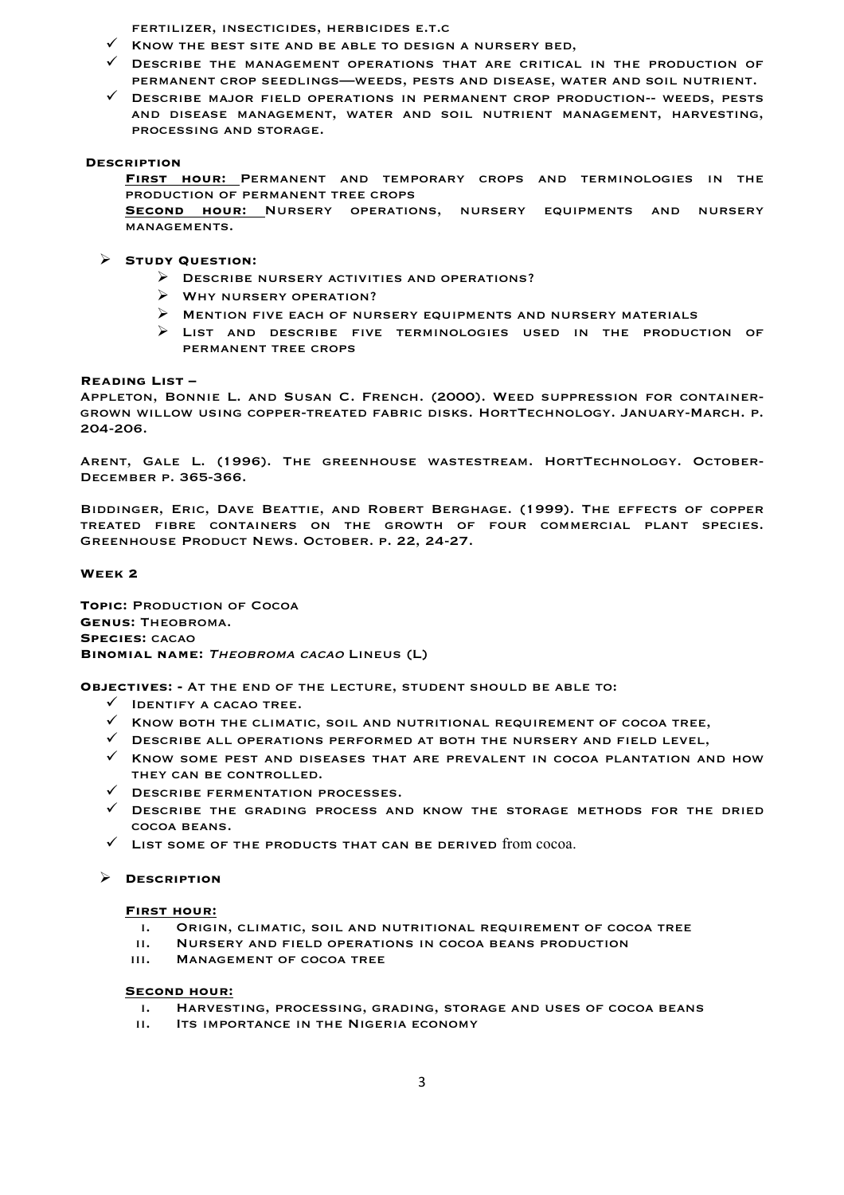fertilizer, insecticides, herbicides e.t.c

- ✓ Know the best site and be able to design a nursery bed,
- ✓ Describe the management operations that are critical in the production of permanent crop seedlings—weeds, pests and disease, water and soil nutrient.
- ✓ Describe major field operations in permanent crop production-- weeds, pests and disease management, water and soil nutrient management, harvesting, processing and storage.

**Description**

**First hour:** Permanent and temporary crops and terminologies in the production of permanent tree crops

**Second hour:** Nursery operations, nursery equipments and nursery managements.

- **Study Question:**
  - Describe nursery activities and operations?
  - Why nursery operation?
  - Mention five each of nursery equipments and nursery materials
  - List and describe five terminologies used in the production of permanent tree crops

**Reading List –**

Appleton, Bonnie L. and Susan C. French. (2000). Weed suppression for container-grown willow using copper-treated fabric disks. HortTechnology. January-March. p. 204-206.

Arent, Gale L. (1996). The greenhouse wastestream. HortTechnology. October-December p. 365-366.

Biddinger, Eric, Dave Beattie, and Robert Berghage. (1999). The effects of copper treated fibre containers on the growth of four commercial plant species. Greenhouse Product News. October. p. 22, 24-27.

**Week 2**

**Topic:** Production of Cocoa
**Genus:** Theobroma.
**Species:** cacao
**Binomial name:** *Theobroma cacao* Lineus (L)

**Objectives: -** At the end of the lecture, student should be able to:

- ✓ Identify a cacao tree.
- ✓ Know both the climatic, soil and nutritional requirement of cocoa tree,
- ✓ Describe all operations performed at both the nursery and field level,
- ✓ Know some pest and diseases that are prevalent in cocoa plantation and how they can be controlled.
- ✓ Describe fermentation processes.
- ✓ Describe the grading process and know the storage methods for the dried cocoa beans.
- ✓ List some of the products that can be derived from cocoa.

- **Description**

**First hour:**

- i. Origin, climatic, soil and nutritional requirement of cocoa tree
- ii. Nursery and field operations in cocoa beans production
- iii. Management of cocoa tree

**Second hour:**

- i. Harvesting, processing, grading, storage and uses of cocoa beans
- ii. Its importance in the Nigeria economy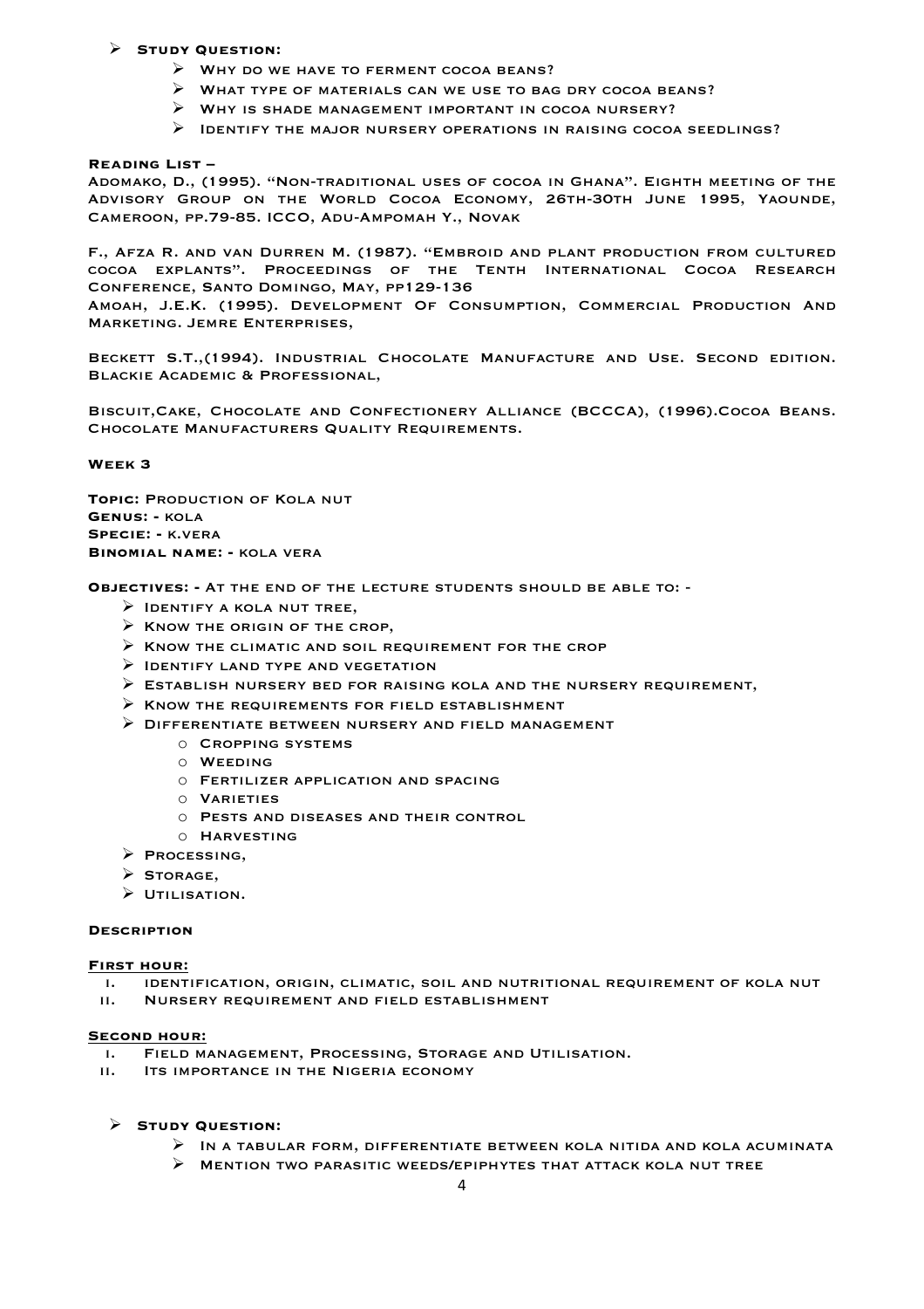- **Study Question:**
  - Why do we have to ferment cocoa beans?
  - What type of materials can we use to bag dry cocoa beans?
  - Why is shade management important in cocoa nursery?
  - Identify the major nursery operations in raising cocoa seedlings?

**Reading List –**

Adomako, D., (1995). "Non-traditional uses of cocoa in Ghana". Eighth meeting of the Advisory Group on the World Cocoa Economy, 26th-30th June 1995, Yaounde, Cameroon, pp.79-85. ICCO, Adu-Ampomah Y., Novak

F., Afza R. and van Durren M. (1987). "Embroid and plant production from cultured cocoa explants". Proceedings of the Tenth International Cocoa Research Conference, Santo Domingo, May, pp129-136

Amoah, J.E.K. (1995). Development Of Consumption, Commercial Production And Marketing. Jemre Enterprises,

Beckett S.T.,(1994). Industrial Chocolate Manufacture and Use. Second edition. Blackie Academic & Professional,

Biscuit,Cake, Chocolate and Confectionery Alliance (BCCCA), (1996).Cocoa Beans. Chocolate Manufacturers Quality Requirements.

**Week 3**

**Topic:** Production of Kola nut
**Genus: -** kola
**Specie: -** k.vera
**Binomial name: -** kola vera

**Objectives: -** At the end of the lecture students should be able to: -

- Identify a kola nut tree,
- Know the origin of the crop,
- Know the climatic and soil requirement for the crop
- Identify land type and vegetation
- Establish nursery bed for raising kola and the nursery requirement,
- Know the requirements for field establishment
- Differentiate between nursery and field management
  - Cropping systems
  - Weeding
  - Fertilizer application and spacing
  - Varieties
  - Pests and diseases and their control
  - Harvesting
- Processing,
- Storage,
- Utilisation.

**Description**

**First hour:**

1. identification, origin, climatic, soil and nutritional requirement of kola nut
2. Nursery requirement and field establishment

**Second hour:**

1. Field management, Processing, Storage and Utilisation.
2. Its importance in the Nigeria economy

- **Study Question:**
  - In a tabular form, differentiate between kola nitida and kola acuminata
  - Mention two parasitic weeds/epiphytes that attack kola nut tree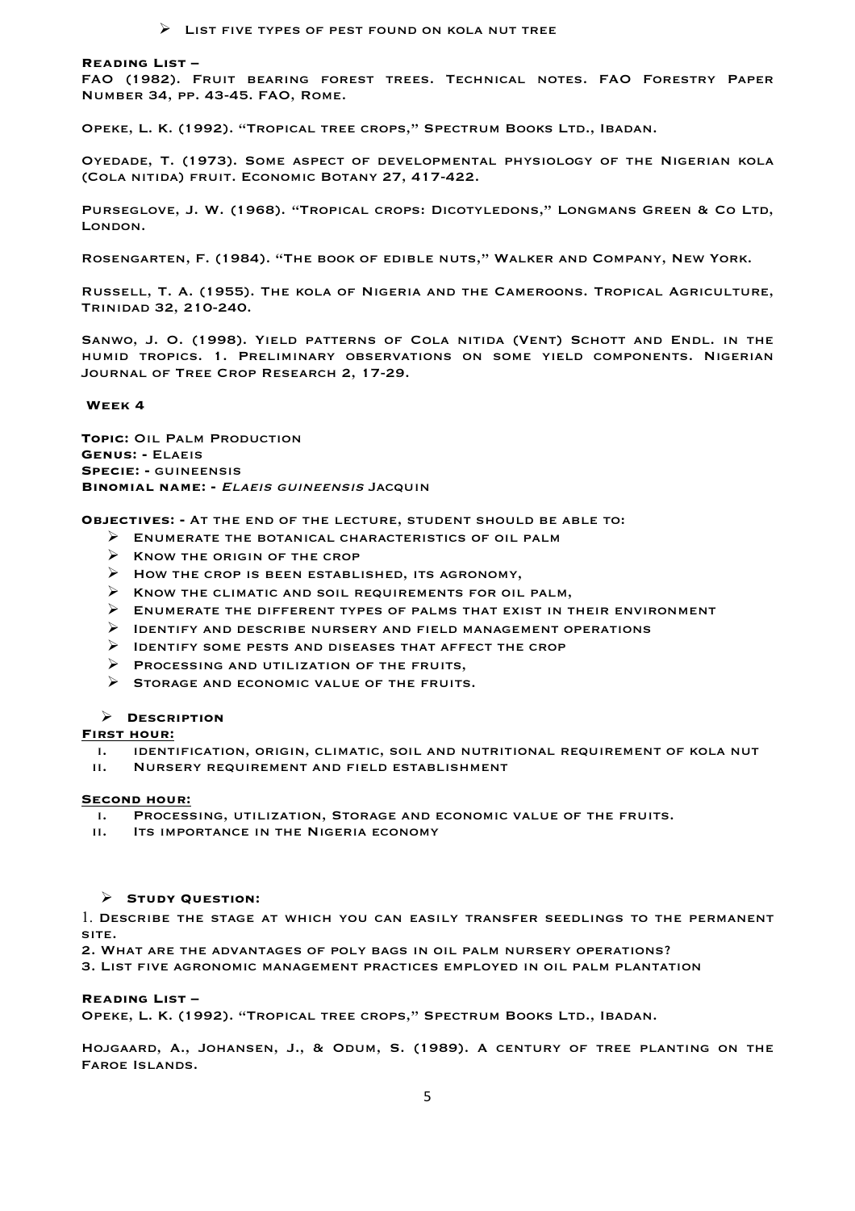- List five types of pest found on kola nut tree

**Reading List –**

FAO (1982). Fruit bearing forest trees. Technical notes. FAO Forestry Paper Number 34, pp. 43-45. FAO, Rome.

Opeke, L. K. (1992). "Tropical tree crops," Spectrum Books Ltd., Ibadan.

Oyedade, T. (1973). Some aspect of developmental physiology of the Nigerian kola (Cola nitida) fruit. Economic Botany 27, 417-422.

Purseglove, J. W. (1968). "Tropical crops: Dicotyledons," Longmans Green & Co Ltd, London.

Rosengarten, F. (1984). "The book of edible nuts," Walker and Company, New York.

Russell, T. A. (1955). The kola of Nigeria and the Cameroons. Tropical Agriculture, Trinidad 32, 210-240.

Sanwo, J. O. (1998). Yield patterns of Cola nitida (Vent) Schott and Endl. in the humid tropics. 1. Preliminary observations on some yield components. Nigerian Journal of Tree Crop Research 2, 17-29.

**Week 4**

**Topic:** Oil Palm Production
**Genus: -** Elaeis
**Specie: -** guineensis
**Binomial name: -** *Elaeis guineensis* Jacquin

**Objectives: -** At the end of the lecture, student should be able to:

- Enumerate the botanical characteristics of oil palm
- Know the origin of the crop
- How the crop is been established, its agronomy,
- Know the climatic and soil requirements for oil palm,
- Enumerate the different types of palms that exist in their environment
- Identify and describe nursery and field management operations
- Identify some pests and diseases that affect the crop
- Processing and utilization of the fruits,
- Storage and economic value of the fruits.

- **Description**

**First hour:**

i. identification, origin, climatic, soil and nutritional requirement of kola nut
ii. Nursery requirement and field establishment

**Second hour:**

i. Processing, utilization, Storage and economic value of the fruits.
ii. Its importance in the Nigeria economy

- **Study Question:**

1. Describe the stage at which you can easily transfer seedlings to the permanent site.
2. What are the advantages of poly bags in oil palm nursery operations?
3. List five agronomic management practices employed in oil palm plantation

**Reading List –**

Opeke, L. K. (1992). "Tropical tree crops," Spectrum Books Ltd., Ibadan.

Hojgaard, A., Johansen, J., & Odum, S. (1989). A century of tree planting on the Faroe Islands.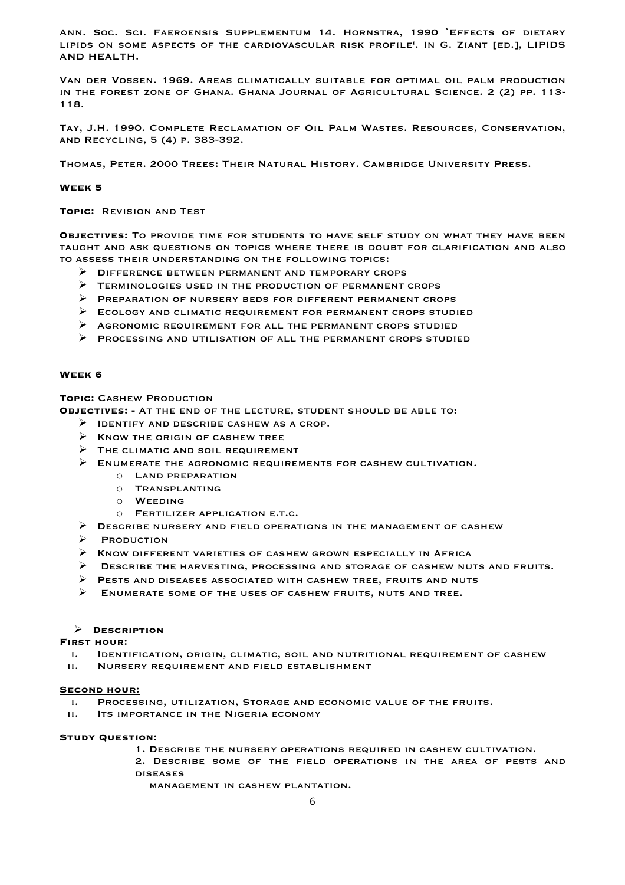Ann. Soc. Sci. Faeroensis Supplementum 14. Hornstra, 1990 `Effects of dietary lipids on some aspects of the cardiovascular risk profile'. In G. Ziant [ed.], LIPIDS AND HEALTH.

Van der Vossen. 1969. Areas climatically suitable for optimal oil palm production in the forest zone of Ghana. Ghana Journal of Agricultural Science. 2 (2) pp. 113-118.

Tay, J.H. 1990. Complete Reclamation of Oil Palm Wastes. Resources, Conservation, and Recycling, 5 (4) p. 383-392.

Thomas, Peter. 2000 Trees: Their Natural History. Cambridge University Press.

**Week 5**

**Topic:** Revision and Test

**Objectives:** To provide time for students to have self study on what they have been taught and ask questions on topics where there is doubt for clarification and also to assess their understanding on the following topics:

- Difference between permanent and temporary crops
- Terminologies used in the production of permanent crops
- Preparation of nursery beds for different permanent crops
- Ecology and climatic requirement for permanent crops studied
- Agronomic requirement for all the permanent crops studied
- Processing and utilisation of all the permanent crops studied

**Week 6**

**Topic:** Cashew Production

**Objectives: -** At the end of the lecture, student should be able to:

- Identify and describe cashew as a crop.
- Know the origin of cashew tree
- The climatic and soil requirement
- Enumerate the agronomic requirements for cashew cultivation.
  - Land preparation
  - Transplanting
  - Weeding
  - Fertilizer application e.t.c.
- Describe nursery and field operations in the management of cashew
- Production
- Know different varieties of cashew grown especially in Africa
- Describe the harvesting, processing and storage of cashew nuts and fruits.
- Pests and diseases associated with cashew tree, fruits and nuts
- Enumerate some of the uses of cashew fruits, nuts and tree.

- **Description**

**First hour:**

i. Identification, origin, climatic, soil and nutritional requirement of cashew
ii. Nursery requirement and field establishment

**Second hour:**

i. Processing, utilization, Storage and economic value of the fruits.
ii. Its importance in the Nigeria economy

**Study Question:**

1. Describe the nursery operations required in cashew cultivation.
2. Describe some of the field operations in the area of pests and diseases management in cashew plantation.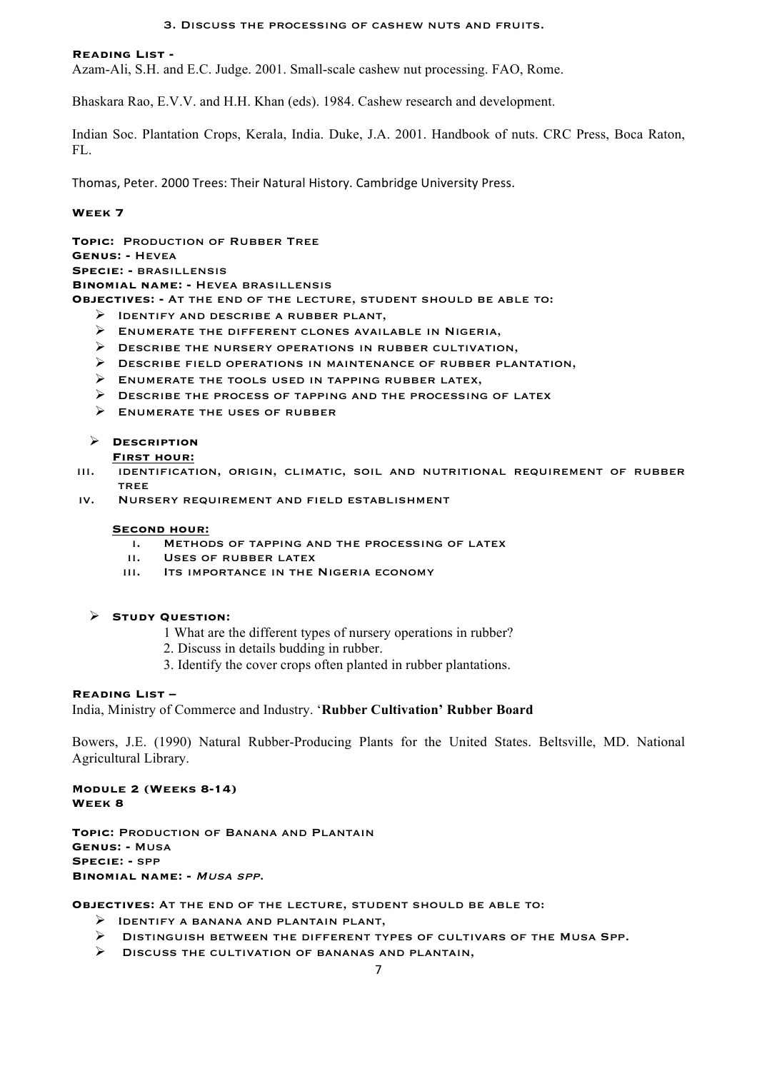3. Discuss the processing of cashew nuts and fruits.

**Reading List -**

Azam-Ali, S.H. and E.C. Judge. 2001. Small-scale cashew nut processing. FAO, Rome.

Bhaskara Rao, E.V.V. and H.H. Khan (eds). 1984. Cashew research and development.

Indian Soc. Plantation Crops, Kerala, India. Duke, J.A. 2001. Handbook of nuts. CRC Press, Boca Raton, FL.

Thomas, Peter. 2000 Trees: Their Natural History. Cambridge University Press.

## Week 7

**Topic:** Production of Rubber Tree
**Genus: -** Hevea
**Specie: -** brasillensis
**Binomial name: -** Hevea brasillensis
**Objectives: -** At the end of the lecture, student should be able to:

- Identify and describe a rubber plant,
- Enumerate the different clones available in Nigeria,
- Describe the nursery operations in rubber cultivation,
- Describe field operations in maintenance of rubber plantation,
- Enumerate the tools used in tapping rubber latex,
- Describe the process of tapping and the processing of latex
- Enumerate the uses of rubber

- **Description**

  **First hour:**

  iii. identification, origin, climatic, soil and nutritional requirement of rubber tree
  iv. Nursery requirement and field establishment

  **Second hour:**

  i. Methods of tapping and the processing of latex
  ii. Uses of rubber latex
  iii. Its importance in the Nigeria economy

- **Study Question:**

  1 What are the different types of nursery operations in rubber?
  2. Discuss in details budding in rubber.
  3. Identify the cover crops often planted in rubber plantations.

**Reading List –**

India, Ministry of Commerce and Industry. '**Rubber Cultivation' Rubber Board**

Bowers, J.E. (1990) Natural Rubber-Producing Plants for the United States. Beltsville, MD. National Agricultural Library.

## Module 2 (Weeks 8-14)
## Week 8

**Topic:** Production of Banana and Plantain
**Genus: -** Musa
**Specie: -** spp
**Binomial name: -** *Musa spp.*

**Objectives:** At the end of the lecture, student should be able to:

- Identify a banana and plantain plant,
- Distinguish between the different types of cultivars of the Musa Spp.
- Discuss the cultivation of bananas and plantain,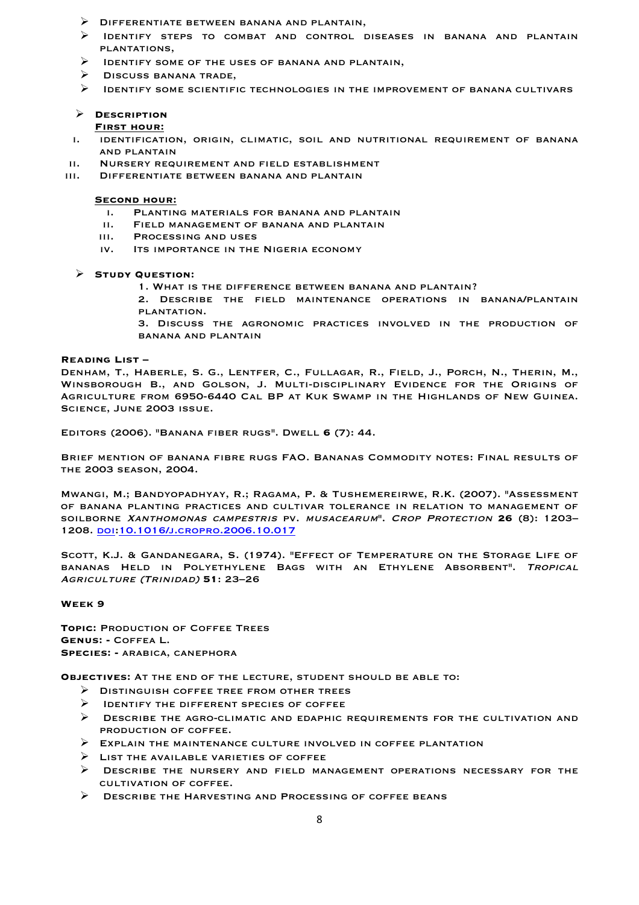- Differentiate between banana and plantain,
- Identify steps to combat and control diseases in banana and plantain plantations,
- Identify some of the uses of banana and plantain,
- Discuss banana trade,
- Identify some scientific technologies in the improvement of banana cultivars

- **Description**

  **First hour:**

  i. identification, origin, climatic, soil and nutritional requirement of banana and plantain
  ii. Nursery requirement and field establishment
  iii. Differentiate between banana and plantain

  **Second hour:**

  i. Planting materials for banana and plantain
  ii. Field management of banana and plantain
  iii. Processing and uses
  iv. Its importance in the Nigeria economy

- **Study Question:**

  1. What is the difference between banana and plantain?
  2. Describe the field maintenance operations in banana/plantain plantation.
  3. Discuss the agronomic practices involved in the production of banana and plantain

**Reading List –**

Denham, T., Haberle, S. G., Lentfer, C., Fullagar, R., Field, J., Porch, N., Therin, M., Winsborough B., and Golson, J. Multi-disciplinary Evidence for the Origins of Agriculture from 6950-6440 Cal BP at Kuk Swamp in the Highlands of New Guinea. Science, June 2003 issue.

Editors (2006). "Banana fiber rugs". Dwell **6** (7): 44.

Brief mention of banana fibre rugs FAO. Bananas Commodity notes: Final results of the 2003 season, 2004.

Mwangi, M.; Bandyopadhyay, R.; Ragama, P. & Tushemereirwe, R.K. (2007). "Assessment of banana planting practices and cultivar tolerance in relation to management of soilborne *Xanthomonas campestris* pv. *musacearum*". *Crop Protection* **26** (8): 1203–1208. doi:10.1016/j.cropro.2006.10.017

Scott, K.J. & Gandanegara, S. (1974). "Effect of Temperature on the Storage Life of bananas Held in Polyethylene Bags with an Ethylene Absorbent". *Tropical Agriculture (Trinidad)* **51**: 23–26

**Week 9**

**Topic:** Production of Coffee Trees
**Genus: -** Coffea L.
**Species: -** arabica, canephora

**Objectives:** At the end of the lecture, student should be able to:

- Distinguish coffee tree from other trees
- Identify the different species of coffee
- Describe the agro-climatic and edaphic requirements for the cultivation and production of coffee.
- Explain the maintenance culture involved in coffee plantation
- List the available varieties of coffee
- Describe the nursery and field management operations necessary for the cultivation of coffee.
- Describe the Harvesting and Processing of coffee beans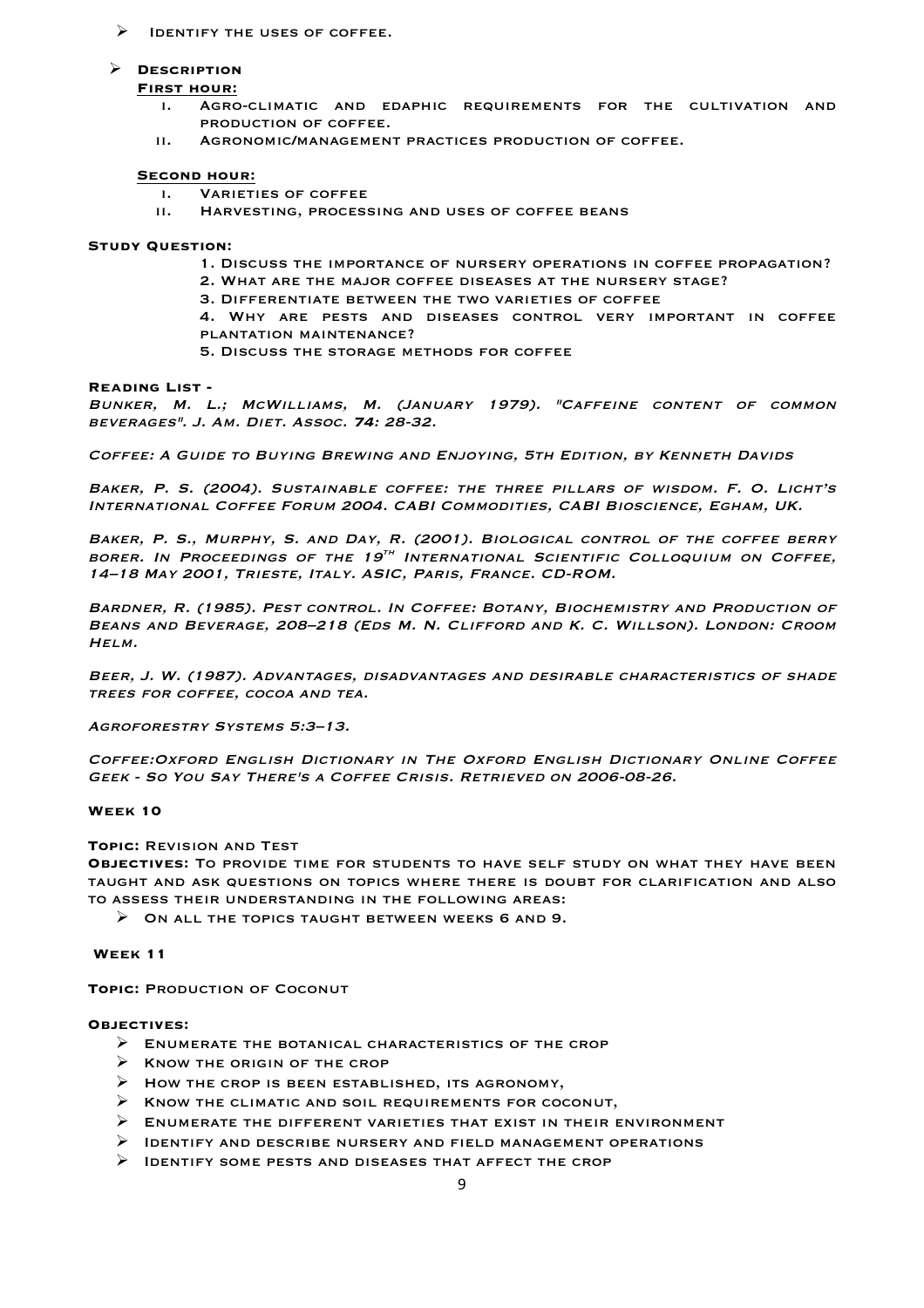- Identify the uses of coffee.

- **Description**

  **First hour:**

  i. Agro-climatic and edaphic requirements for the cultivation and production of coffee.
  ii. Agronomic/management practices production of coffee.

  **Second hour:**

  i. Varieties of coffee
  ii. Harvesting, processing and uses of coffee beans

**Study Question:**

1. Discuss the importance of nursery operations in coffee propagation?
2. What are the major coffee diseases at the nursery stage?
3. Differentiate between the two varieties of coffee
4. Why are pests and diseases control very important in coffee plantation maintenance?
5. Discuss the storage methods for coffee

**Reading List -**

*Bunker, M. L.; McWilliams, M. (January 1979). "Caffeine content of common beverages". J. Am. Diet. Assoc.* ***74****: 28-32.*

*Coffee: A Guide to Buying Brewing and Enjoying, 5th Edition, by Kenneth Davids*

*Baker, P. S. (2004). Sustainable coffee: the three pillars of wisdom. F. O. Licht's International Coffee Forum 2004. CABI Commodities, CABI Bioscience, Egham, UK.*

*Baker, P. S., Murphy, S. and Day, R. (2001). Biological control of the coffee berry borer. In Proceedings of the 19th International Scientific Colloquium on Coffee, 14–18 May 2001, Trieste, Italy. ASIC, Paris, France. CD-ROM.*

*Bardner, R. (1985). Pest control. In Coffee: Botany, Biochemistry and Production of Beans and Beverage, 208–218 (Eds M. N. Clifford and K. C. Willson). London: Croom Helm.*

*Beer, J. W. (1987). Advantages, disadvantages and desirable characteristics of shade trees for coffee, cocoa and tea.*

*Agroforestry Systems 5:3–13.*

*Coffee:Oxford English Dictionary in The Oxford English Dictionary Online Coffee Geek - So You Say There's a Coffee Crisis. Retrieved on 2006-08-26.*

**Week 10**

**Topic:** Revision and Test

**Objectives:** To provide time for students to have self study on what they have been taught and ask questions on topics where there is doubt for clarification and also to assess their understanding in the following areas:

- On all the topics taught between weeks 6 and 9.

**Week 11**

**Topic:** Production of Coconut

**Objectives:**

- Enumerate the botanical characteristics of the crop
- Know the origin of the crop
- How the crop is been established, its agronomy,
- Know the climatic and soil requirements for coconut,
- Enumerate the different varieties that exist in their environment
- Identify and describe nursery and field management operations
- Identify some pests and diseases that affect the crop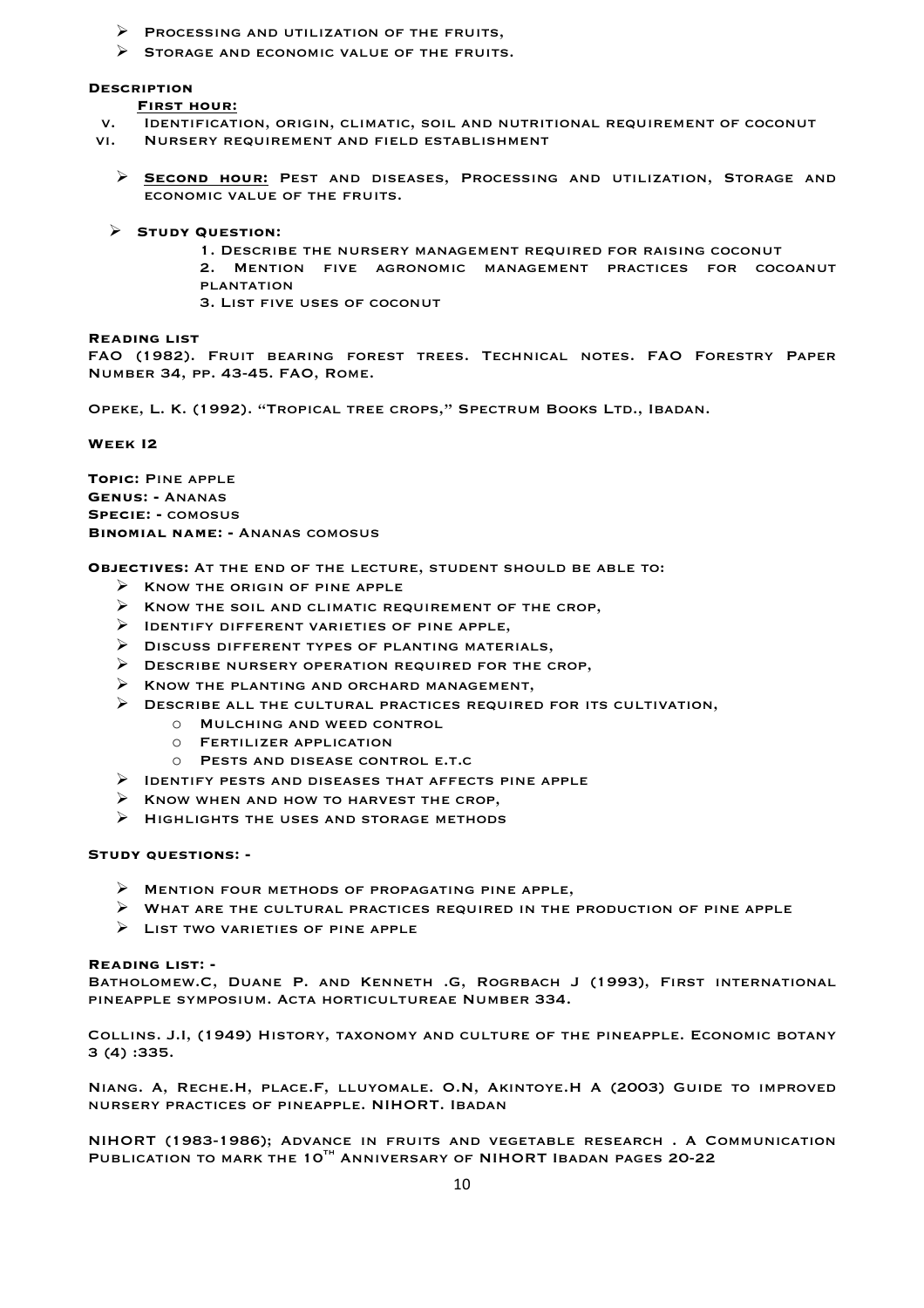- Processing and utilization of the fruits,
- Storage and economic value of the fruits.

**Description**

**First hour:**

v. Identification, origin, climatic, soil and nutritional requirement of coconut
vi. Nursery requirement and field establishment

- **Second hour:** Pest and diseases, Processing and utilization, Storage and economic value of the fruits.

- **Study Question:**
  1. Describe the nursery management required for raising coconut
  2. Mention five agronomic management practices for cocoanut plantation
  3. List five uses of coconut

**Reading list**

FAO (1982). Fruit bearing forest trees. Technical notes. FAO Forestry Paper Number 34, pp. 43-45. FAO, Rome.

Opeke, L. K. (1992). "Tropical tree crops," Spectrum Books Ltd., Ibadan.

**Week 12**

**Topic:** Pine apple
**Genus: -** Ananas
**Specie: -** comosus
**Binomial name: -** Ananas comosus

**Objectives:** At the end of the lecture, student should be able to:

- Know the origin of pine apple
- Know the soil and climatic requirement of the crop,
- Identify different varieties of pine apple,
- Discuss different types of planting materials,
- Describe nursery operation required for the crop,
- Know the planting and orchard management,
- Describe all the cultural practices required for its cultivation,
  - Mulching and weed control
  - Fertilizer application
  - Pests and disease control e.t.c
- Identify pests and diseases that affects pine apple
- Know when and how to harvest the crop,
- Highlights the uses and storage methods

**Study questions: -**

- Mention four methods of propagating pine apple,
- What are the cultural practices required in the production of pine apple
- List two varieties of pine apple

**Reading list: -**

Batholomew.C, Duane P. and Kenneth .G, Rogrbach J (1993), First international pineapple symposium. Acta horticultureae Number 334.

Collins. J.I, (1949) History, taxonomy and culture of the pineapple. Economic botany 3 (4) :335.

Niang. A, Reche.H, place.F, lluyomale. O.N, Akintoye.H A (2003) Guide to improved nursery practices of pineapple. NIHORT. Ibadan

NIHORT (1983-1986); Advance in fruits and vegetable research . A Communication Publication to mark the 10th Anniversary of NIHORT Ibadan pages 20-22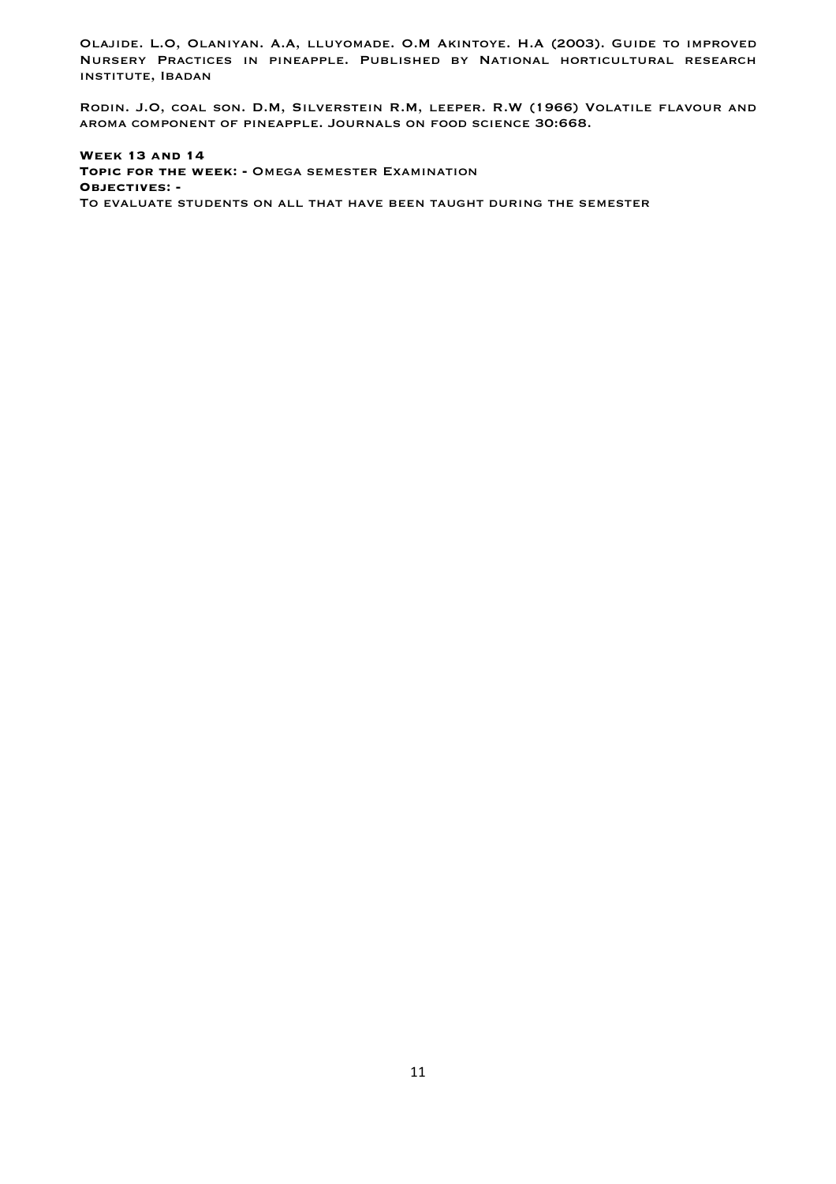Olajide. L.O, Olaniyan. A.A, lluyomade. O.M Akintoye. H.A (2003). Guide to improved Nursery Practices in pineapple. Published by National horticultural research institute, Ibadan

Rodin. J.O, coal son. D.M, Silverstein R.M, leeper. R.W (1966) Volatile flavour and aroma component of pineapple. Journals on food science 30:668.

**Week 13 and 14**
**Topic for the week: -** Omega semester Examination
**Objectives: -**
To evaluate students on all that have been taught during the semester